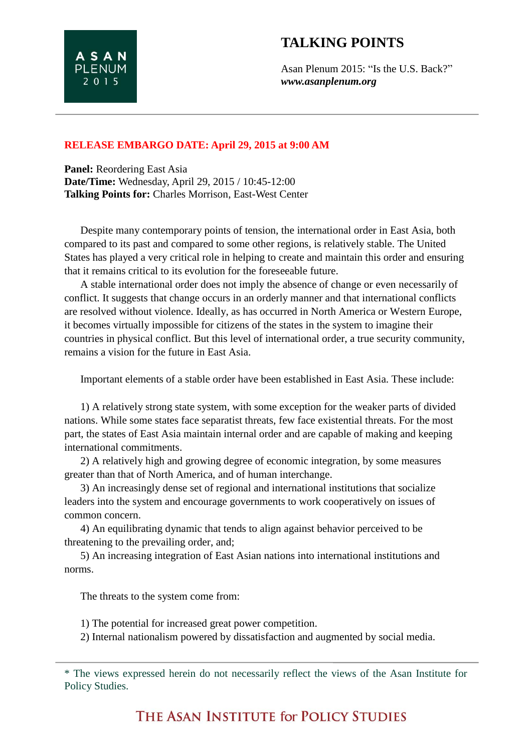ASAN PLENUM 2015

# TALKING POINTS

Asan Plenum 2015: "Is the U.S. Back?"
***www.asanplenum.org***

**RELEASE EMBARGO DATE: April 29, 2015 at 9:00 AM**

**Panel:** Reordering East Asia
**Date/Time:** Wednesday, April 29, 2015 / 10:45-12:00
**Talking Points for:** Charles Morrison, East-West Center

Despite many contemporary points of tension, the international order in East Asia, both compared to its past and compared to some other regions, is relatively stable. The United States has played a very critical role in helping to create and maintain this order and ensuring that it remains critical to its evolution for the foreseeable future.

A stable international order does not imply the absence of change or even necessarily of conflict. It suggests that change occurs in an orderly manner and that international conflicts are resolved without violence. Ideally, as has occurred in North America or Western Europe, it becomes virtually impossible for citizens of the states in the system to imagine their countries in physical conflict. But this level of international order, a true security community, remains a vision for the future in East Asia.

Important elements of a stable order have been established in East Asia. These include:

1) A relatively strong state system, with some exception for the weaker parts of divided nations. While some states face separatist threats, few face existential threats. For the most part, the states of East Asia maintain internal order and are capable of making and keeping international commitments.

2) A relatively high and growing degree of economic integration, by some measures greater than that of North America, and of human interchange.

3) An increasingly dense set of regional and international institutions that socialize leaders into the system and encourage governments to work cooperatively on issues of common concern.

4) An equilibrating dynamic that tends to align against behavior perceived to be threatening to the prevailing order, and;

5) An increasing integration of East Asian nations into international institutions and norms.

The threats to the system come from:

1) The potential for increased great power competition.

2) Internal nationalism powered by dissatisfaction and augmented by social media.

* The views expressed herein do not necessarily reflect the views of the Asan Institute for Policy Studies.

THE ASAN INSTITUTE for POLICY STUDIES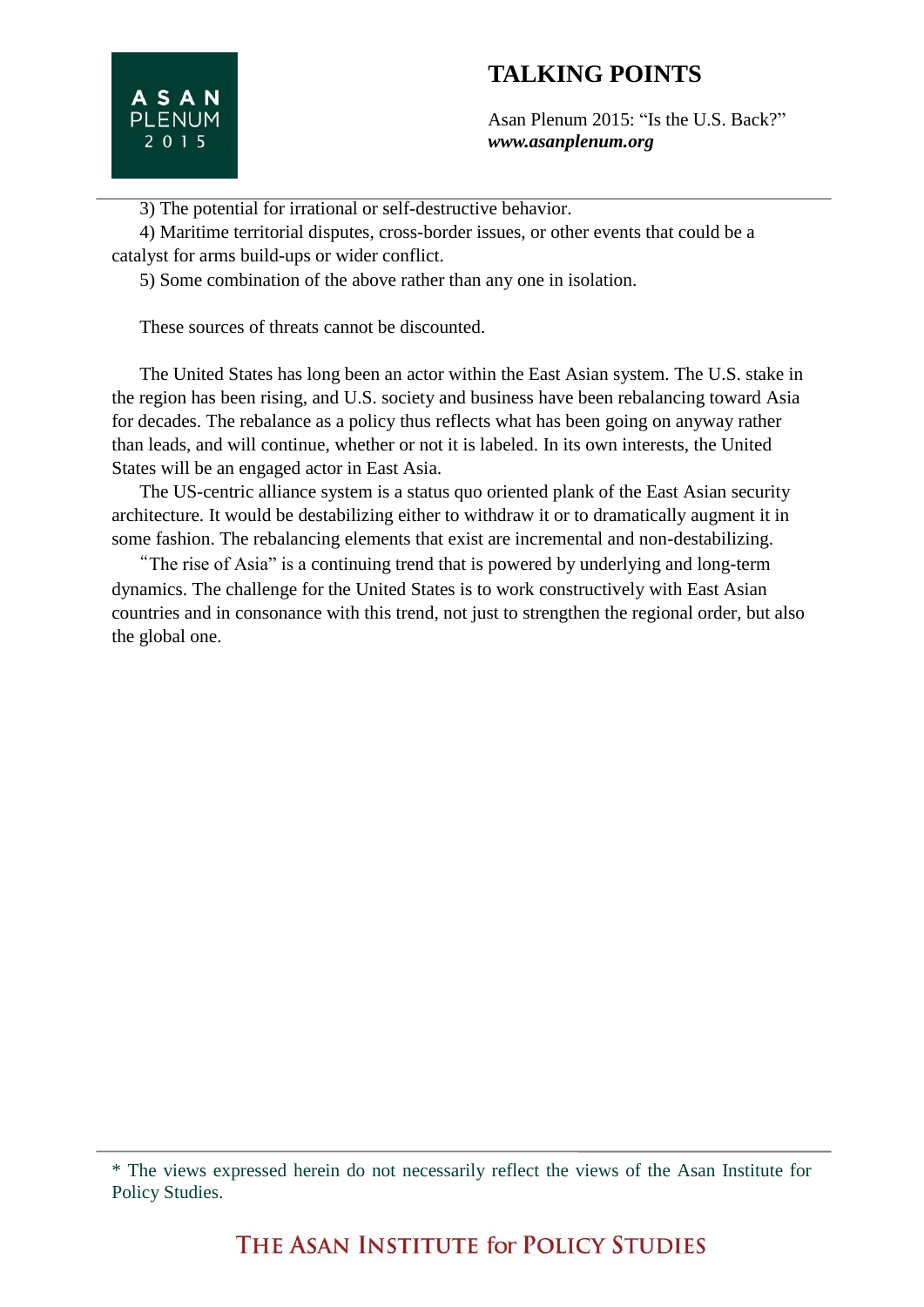3) The potential for irrational or self-destructive behavior.

4) Maritime territorial disputes, cross-border issues, or other events that could be a catalyst for arms build-ups or wider conflict.

5) Some combination of the above rather than any one in isolation.

These sources of threats cannot be discounted.

The United States has long been an actor within the East Asian system. The U.S. stake in the region has been rising, and U.S. society and business have been rebalancing toward Asia for decades. The rebalance as a policy thus reflects what has been going on anyway rather than leads, and will continue, whether or not it is labeled. In its own interests, the United States will be an engaged actor in East Asia.

The US-centric alliance system is a status quo oriented plank of the East Asian security architecture. It would be destabilizing either to withdraw it or to dramatically augment it in some fashion. The rebalancing elements that exist are incremental and non-destabilizing.

"The rise of Asia" is a continuing trend that is powered by underlying and long-term dynamics. The challenge for the United States is to work constructively with East Asian countries and in consonance with this trend, not just to strengthen the regional order, but also the global one.

* The views expressed herein do not necessarily reflect the views of the Asan Institute for Policy Studies.